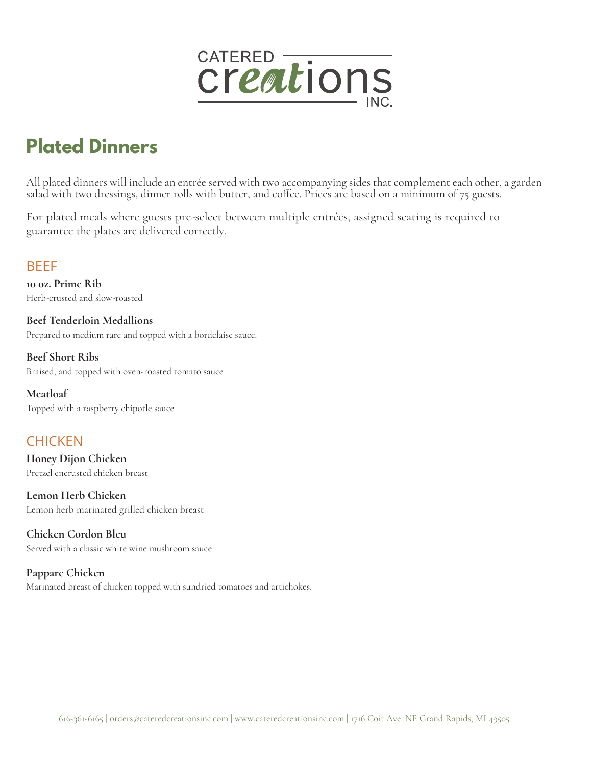CATERED creations INC.

# Plated Dinners

All plated dinners will include an entrée served with two accompanying sides that complement each other, a garden salad with two dressings, dinner rolls with butter, and coffee. Prices are based on a minimum of 75 guests.

For plated meals where guests pre-select between multiple entrées, assigned seating is required to guarantee the plates are delivered correctly.

## BEEF

**10 oz. Prime Rib**
Herb-crusted and slow-roasted

**Beef Tenderloin Medallions**
Prepared to medium rare and topped with a bordelaise sauce.

**Beef Short Ribs**
Braised, and topped with oven-roasted tomato sauce

**Meatloaf**
Topped with a raspberry chipotle sauce

## CHICKEN

**Honey Dijon Chicken**
Pretzel encrusted chicken breast

**Lemon Herb Chicken**
Lemon herb marinated grilled chicken breast

**Chicken Cordon Bleu**
Served with a classic white wine mushroom sauce

**Pappare Chicken**
Marinated breast of chicken topped with sundried tomatoes and artichokes.

616-361-6165 | orders@cateredcreationsinc.com | www.cateredcreationsinc.com | 1716 Coit Ave. NE Grand Rapids, MI 49505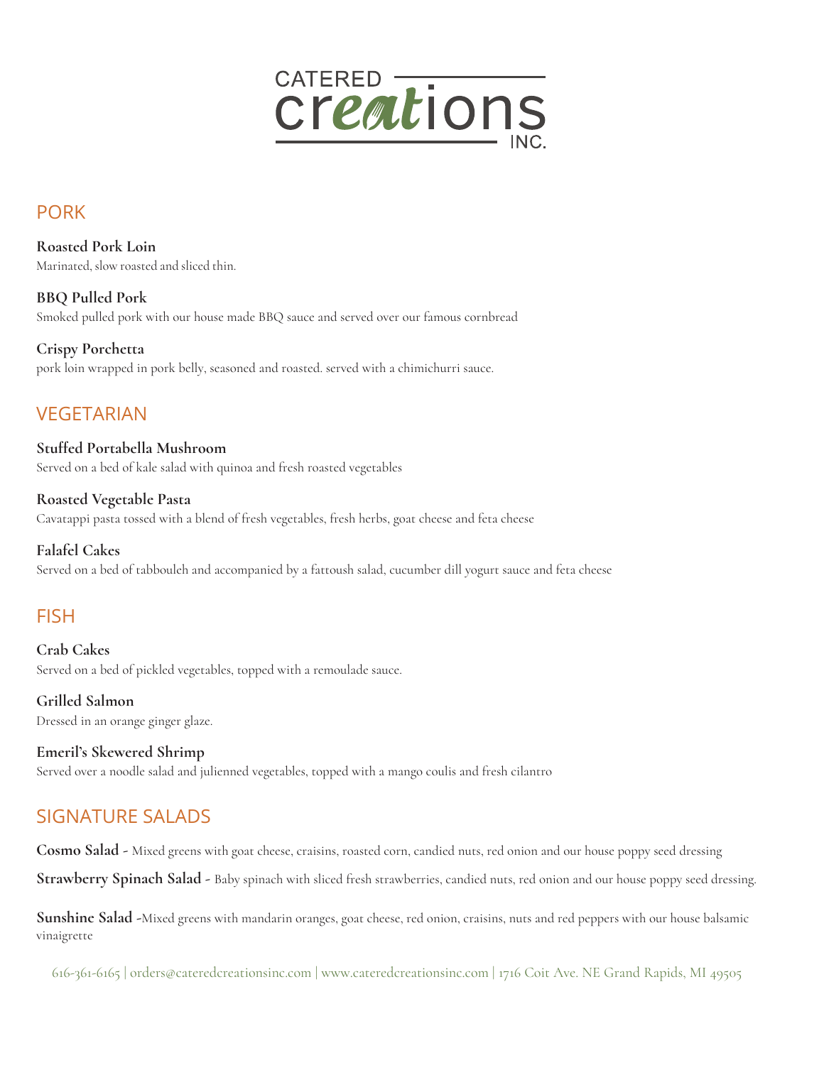# CATERED creations INC.

## PORK

**Roasted Pork Loin**
Marinated, slow roasted and sliced thin.

**BBQ Pulled Pork**
Smoked pulled pork with our house made BBQ sauce and served over our famous cornbread

**Crispy Porchetta**
pork loin wrapped in pork belly, seasoned and roasted. served with a chimichurri sauce.

## VEGETARIAN

**Stuffed Portabella Mushroom**
Served on a bed of kale salad with quinoa and fresh roasted vegetables

**Roasted Vegetable Pasta**
Cavatappi pasta tossed with a blend of fresh vegetables, fresh herbs, goat cheese and feta cheese

**Falafel Cakes**
Served on a bed of tabbouleh and accompanied by a fattoush salad, cucumber dill yogurt sauce and feta cheese

## FISH

**Crab Cakes**
Served on a bed of pickled vegetables, topped with a remoulade sauce.

**Grilled Salmon**
Dressed in an orange ginger glaze.

**Emeril's Skewered Shrimp**
Served over a noodle salad and julienned vegetables, topped with a mango coulis and fresh cilantro

## SIGNATURE SALADS

**Cosmo Salad** - Mixed greens with goat cheese, craisins, roasted corn, candied nuts, red onion and our house poppy seed dressing

**Strawberry Spinach Salad** - Baby spinach with sliced fresh strawberries, candied nuts, red onion and our house poppy seed dressing.

**Sunshine Salad** -Mixed greens with mandarin oranges, goat cheese, red onion, craisins, nuts and red peppers with our house balsamic vinaigrette

616-361-6165 | orders@cateredcreationsinc.com | www.cateredcreationsinc.com | 1716 Coit Ave. NE Grand Rapids, MI 49505